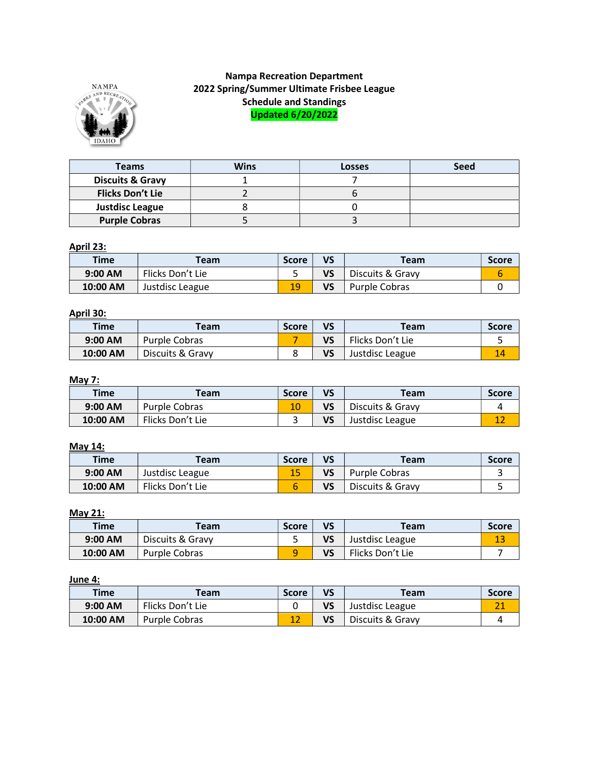**Nampa Recreation Department**
**2022 Spring/Summer Ultimate Frisbee League**
**Schedule and Standings**
**Updated 6/20/2022**

| Teams | Wins | Losses | Seed |
|---|---|---|---|
| Discuits & Gravy | 1 | 7 | |
| Flicks Don't Lie | 2 | 6 | |
| Justdisc League | 8 | 0 | |
| Purple Cobras | 5 | 3 | |

**April 23:**

| Time | Team | Score | VS | Team | Score |
|---|---|---|---|---|---|
| 9:00 AM | Flicks Don't Lie | 5 | VS | Discuits & Gravy | 6 |
| 10:00 AM | Justdisc League | 19 | VS | Purple Cobras | 0 |

**April 30:**

| Time | Team | Score | VS | Team | Score |
|---|---|---|---|---|---|
| 9:00 AM | Purple Cobras | 7 | VS | Flicks Don't Lie | 5 |
| 10:00 AM | Discuits & Gravy | 8 | VS | Justdisc League | 14 |

**May 7:**

| Time | Team | Score | VS | Team | Score |
|---|---|---|---|---|---|
| 9:00 AM | Purple Cobras | 10 | VS | Discuits & Gravy | 4 |
| 10:00 AM | Flicks Don't Lie | 3 | VS | Justdisc League | 12 |

**May 14:**

| Time | Team | Score | VS | Team | Score |
|---|---|---|---|---|---|
| 9:00 AM | Justdisc League | 15 | VS | Purple Cobras | 3 |
| 10:00 AM | Flicks Don't Lie | 6 | VS | Discuits & Gravy | 5 |

**May 21:**

| Time | Team | Score | VS | Team | Score |
|---|---|---|---|---|---|
| 9:00 AM | Discuits & Gravy | 5 | VS | Justdisc League | 13 |
| 10:00 AM | Purple Cobras | 9 | VS | Flicks Don't Lie | 7 |

**June 4:**

| Time | Team | Score | VS | Team | Score |
|---|---|---|---|---|---|
| 9:00 AM | Flicks Don't Lie | 0 | VS | Justdisc League | 21 |
| 10:00 AM | Purple Cobras | 12 | VS | Discuits & Gravy | 4 |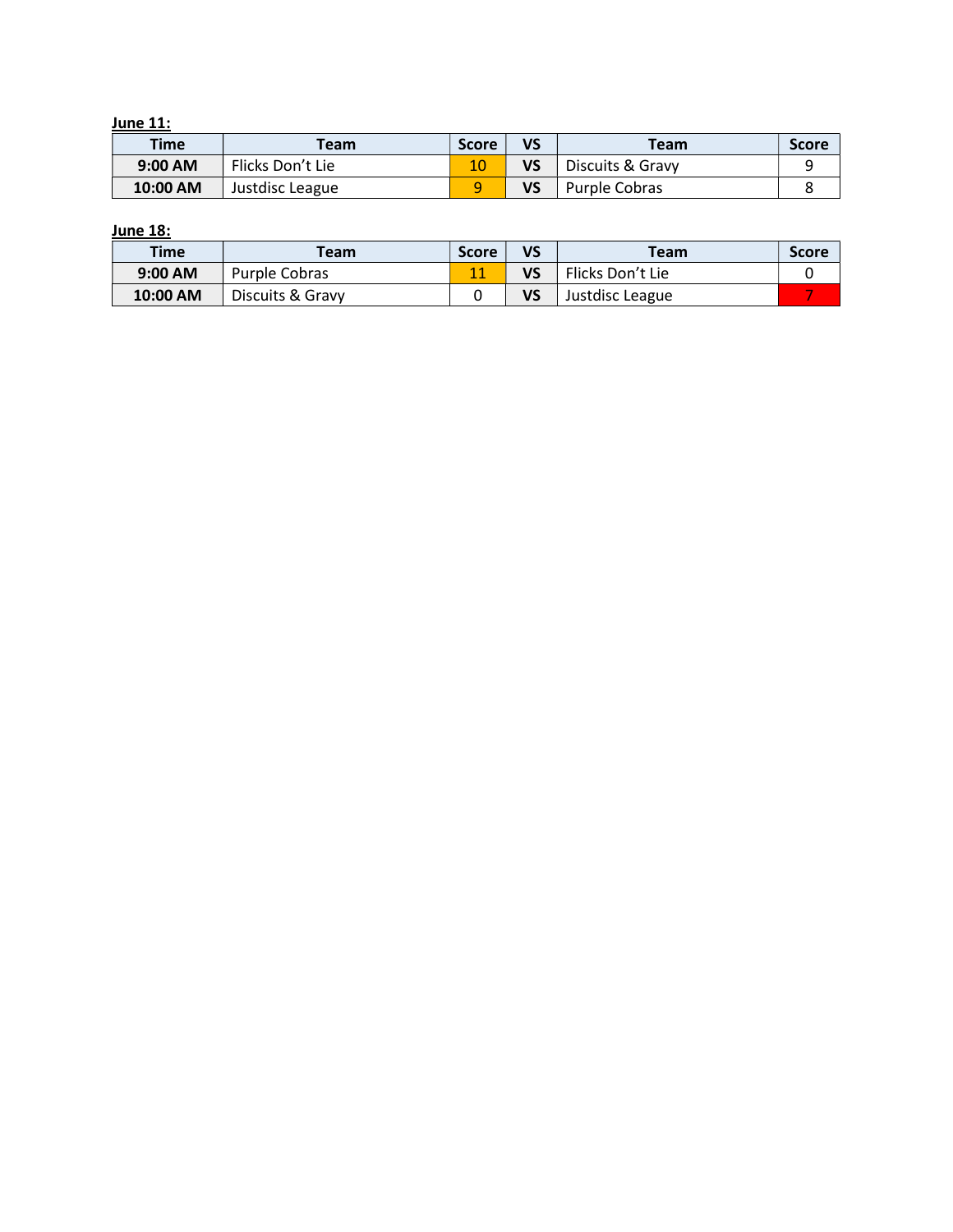**June 11:**

| Time | Team | Score | VS | Team | Score |
|---|---|---|---|---|---|
| **9:00 AM** | Flicks Don't Lie | 10 | **VS** | Discuits & Gravy | 9 |
| **10:00 AM** | Justdisc League | 9 | **VS** | Purple Cobras | 8 |

**June 18:**

| Time | Team | Score | VS | Team | Score |
|---|---|---|---|---|---|
| **9:00 AM** | Purple Cobras | 11 | **VS** | Flicks Don't Lie | 0 |
| **10:00 AM** | Discuits & Gravy | 0 | **VS** | Justdisc League | 7 |